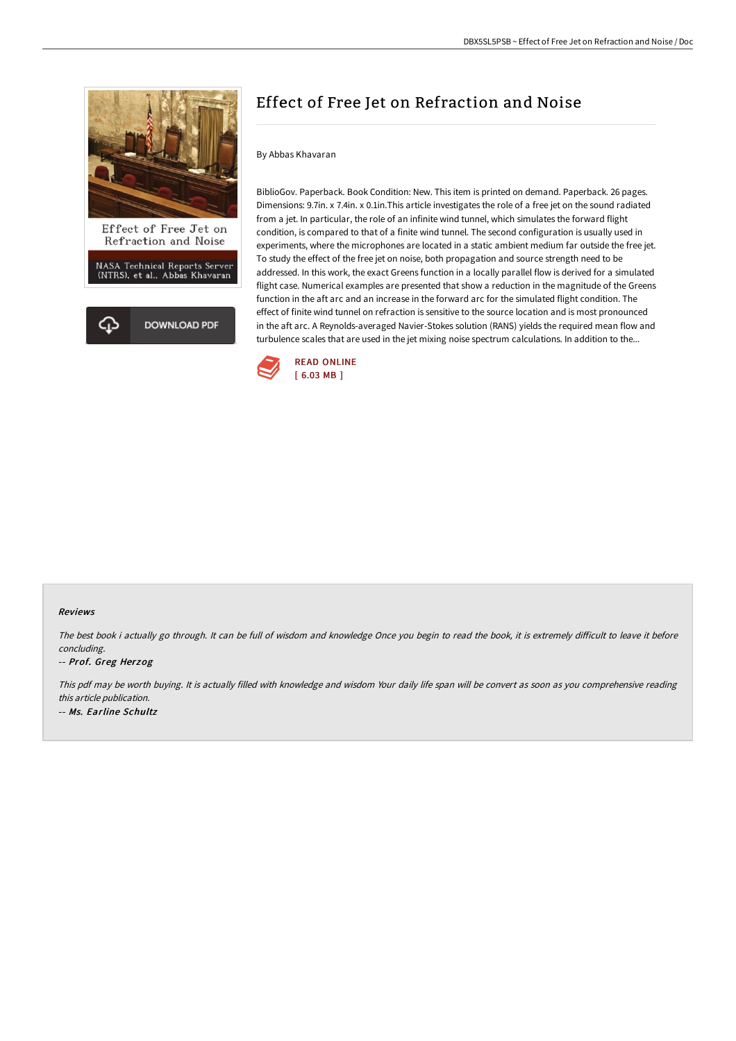# Effect of Free Jet on Refraction and Noise

By Abbas Khavaran

BiblioGov. Paperback. Book Condition: New. This item is printed on demand. Paperback. 26 pages. Dimensions: 9.7in. x 7.4in. x 0.1in.This article investigates the role of a free jet on the sound radiated from a jet. In particular, the role of an infinite wind tunnel, which simulates the forward flight condition, is compared to that of a finite wind tunnel. The second configuration is usually used in experiments, where the microphones are located in a static ambient medium far outside the free jet. To study the effect of the free jet on noise, both propagation and source strength need to be addressed. In this work, the exact Greens function in a locally parallel flow is derived for a simulated flight case. Numerical examples are presented that show a reduction in the magnitude of the Greens function in the aft arc and an increase in the forward arc for the simulated flight condition. The effect of finite wind tunnel on refraction is sensitive to the source location and is most pronounced in the aft arc. A Reynolds-averaged Navier-Stokes solution (RANS) yields the required mean flow and turbulence scales that are used in the jet mixing noise spectrum calculations. In addition to the...

READ ONLINE
[ 6.03 MB ]

DOWNLOAD PDF

## Reviews

*The best book i actually go through. It can be full of wisdom and knowledge Once you begin to read the book, it is extremely difficult to leave it before concluding.*

*-- Prof. Greg Herzog*

*This pdf may be worth buying. It is actually filled with knowledge and wisdom Your daily life span will be convert as soon as you comprehensive reading this article publication.*

*-- Ms. Earline Schultz*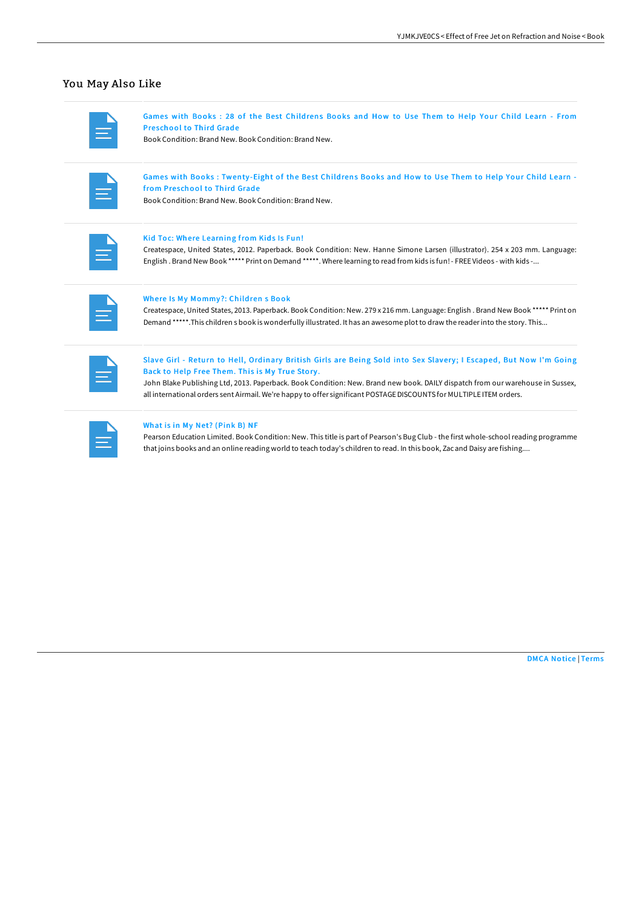## You May Also Like

Games with Books : 28 of the Best Childrens Books and How to Use Them to Help Your Child Learn - From Preschool to Third Grade

Book Condition: Brand New. Book Condition: Brand New.

Games with Books : Twenty-Eight of the Best Childrens Books and How to Use Them to Help Your Child Learn - from Preschool to Third Grade

Book Condition: Brand New. Book Condition: Brand New.

Kid Toc: Where Learning from Kids Is Fun!

Createspace, United States, 2012. Paperback. Book Condition: New. Hanne Simone Larsen (illustrator). 254 x 203 mm. Language: English . Brand New Book ***** Print on Demand *****. Where learning to read from kids is fun! - FREE Videos - with kids -...

Where Is My Mommy?: Children s Book

Createspace, United States, 2013. Paperback. Book Condition: New. 279 x 216 mm. Language: English . Brand New Book ***** Print on Demand *****.This children s book is wonderfully illustrated. It has an awesome plot to draw the reader into the story. This...

Slave Girl - Return to Hell, Ordinary British Girls are Being Sold into Sex Slavery; I Escaped, But Now I'm Going Back to Help Free Them. This is My True Story.

John Blake Publishing Ltd, 2013. Paperback. Book Condition: New. Brand new book. DAILY dispatch from our warehouse in Sussex, all international orders sent Airmail. We're happy to offer significant POSTAGE DISCOUNTS for MULTIPLE ITEM orders.

What is in My Net? (Pink B) NF

Pearson Education Limited. Book Condition: New. This title is part of Pearson's Bug Club - the first whole-school reading programme that joins books and an online reading world to teach today's children to read. In this book, Zac and Daisy are fishing....

DMCA Notice | Terms